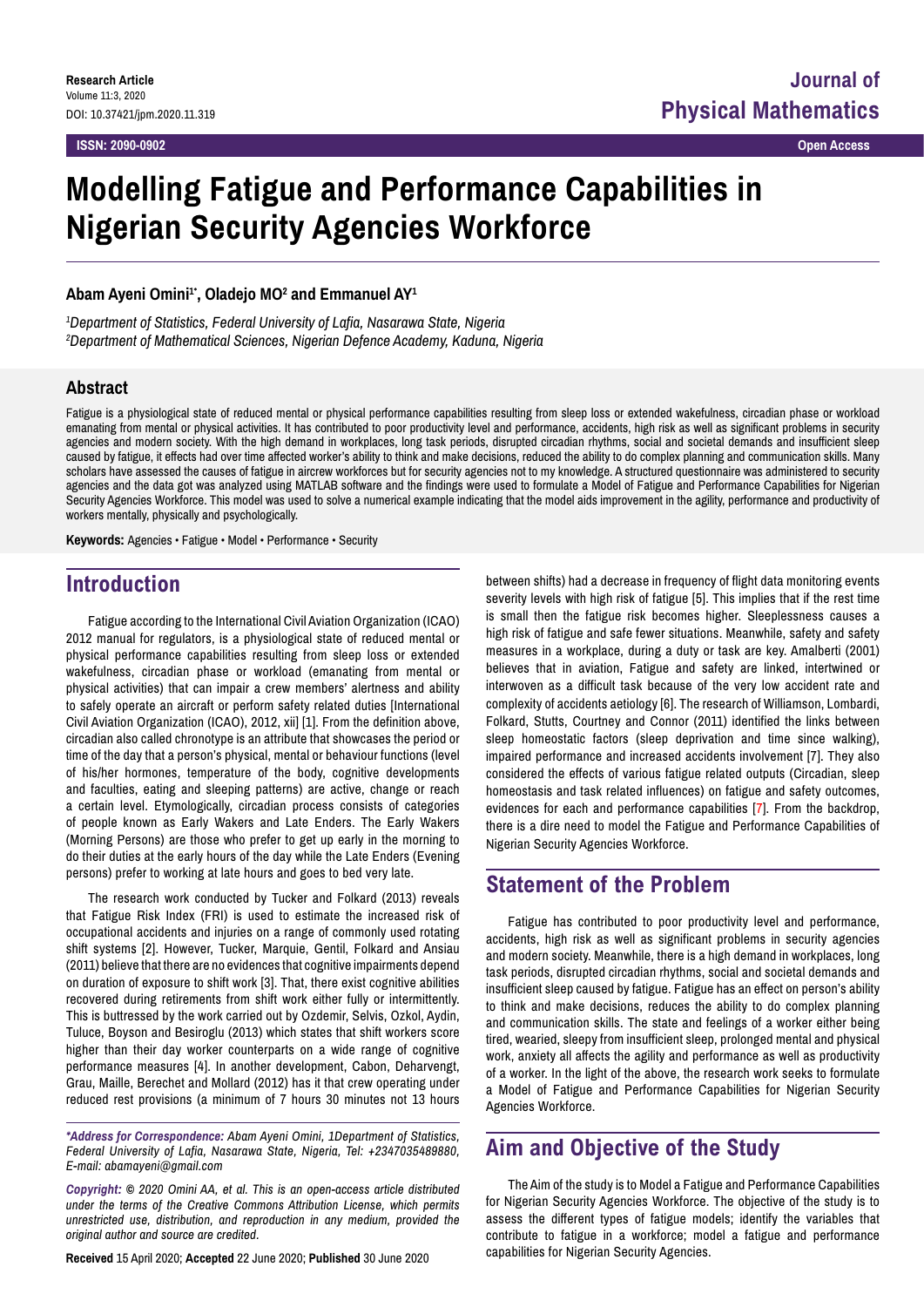Research Article
Volume 11:3, 2020
DOI: 10.37421/jpm.2020.11.319

ISSN: 2090-0902

Journal of Physical Mathematics

Open Access

# Modelling Fatigue and Performance Capabilities in Nigerian Security Agencies Workforce

**Abam Ayeni Omini[1*], Oladejo MO[2] and Emmanuel AY[1]**

*[1]Department of Statistics, Federal University of Lafia, Nasarawa State, Nigeria*
*[2]Department of Mathematical Sciences, Nigerian Defence Academy, Kaduna, Nigeria*

## Abstract

Fatigue is a physiological state of reduced mental or physical performance capabilities resulting from sleep loss or extended wakefulness, circadian phase or workload emanating from mental or physical activities. It has contributed to poor productivity level and performance, accidents, high risk as well as significant problems in security agencies and modern society. With the high demand in workplaces, long task periods, disrupted circadian rhythms, social and societal demands and insufficient sleep caused by fatigue, it effects had over time affected worker's ability to think and make decisions, reduced the ability to do complex planning and communication skills. Many scholars have assessed the causes of fatigue in aircrew workforces but for security agencies not to my knowledge. A structured questionnaire was administered to security agencies and the data got was analyzed using MATLAB software and the findings were used to formulate a Model of Fatigue and Performance Capabilities for Nigerian Security Agencies Workforce. This model was used to solve a numerical example indicating that the model aids improvement in the agility, performance and productivity of workers mentally, physically and psychologically.

**Keywords:** Agencies • Fatigue • Model • Performance • Security

## Introduction

Fatigue according to the International Civil Aviation Organization (ICAO) 2012 manual for regulators, is a physiological state of reduced mental or physical performance capabilities resulting from sleep loss or extended wakefulness, circadian phase or workload (emanating from mental or physical activities) that can impair a crew members' alertness and ability to safely operate an aircraft or perform safety related duties [International Civil Aviation Organization (ICAO), 2012, xii] [1]. From the definition above, circadian also called chronotype is an attribute that showcases the period or time of the day that a person's physical, mental or behaviour functions (level of his/her hormones, temperature of the body, cognitive developments and faculties, eating and sleeping patterns) are active, change or reach a certain level. Etymologically, circadian process consists of categories of people known as Early Wakers and Late Enders. The Early Wakers (Morning Persons) are those who prefer to get up early in the morning to do their duties at the early hours of the day while the Late Enders (Evening persons) prefer to working at late hours and goes to bed very late.

The research work conducted by Tucker and Folkard (2013) reveals that Fatigue Risk Index (FRI) is used to estimate the increased risk of occupational accidents and injuries on a range of commonly used rotating shift systems [2]. However, Tucker, Marquie, Gentil, Folkard and Ansiau (2011) believe that there are no evidences that cognitive impairments depend on duration of exposure to shift work [3]. That, there exist cognitive abilities recovered during retirements from shift work either fully or intermittently. This is buttressed by the work carried out by Ozdemir, Selvis, Ozkol, Aydin, Tuluce, Boyson and Besiroglu (2013) which states that shift workers score higher than their day worker counterparts on a wide range of cognitive performance measures [4]. In another development, Cabon, Deharvengt, Grau, Maille, Berechet and Mollard (2012) has it that crew operating under reduced rest provisions (a minimum of 7 hours 30 minutes not 13 hours between shifts) had a decrease in frequency of flight data monitoring events severity levels with high risk of fatigue [5]. This implies that if the rest time is small then the fatigue risk becomes higher. Sleeplessness causes a high risk of fatigue and safe fewer situations. Meanwhile, safety and safety measures in a workplace, during a duty or task are key. Amalberti (2001) believes that in aviation, Fatigue and safety are linked, intertwined or interwoven as a difficult task because of the very low accident rate and complexity of accidents aetiology [6]. The research of Williamson, Lombardi, Folkard, Stutts, Courtney and Connor (2011) identified the links between sleep homeostatic factors (sleep deprivation and time since walking), impaired performance and increased accidents involvement [7]. They also considered the effects of various fatigue related outputs (Circadian, sleep homeostasis and task related influences) on fatigue and safety outcomes, evidences for each and performance capabilities [7]. From the backdrop, there is a dire need to model the Fatigue and Performance Capabilities of Nigerian Security Agencies Workforce.

## Statement of the Problem

Fatigue has contributed to poor productivity level and performance, accidents, high risk as well as significant problems in security agencies and modern society. Meanwhile, there is a high demand in workplaces, long task periods, disrupted circadian rhythms, social and societal demands and insufficient sleep caused by fatigue. Fatigue has an effect on person's ability to think and make decisions, reduces the ability to do complex planning and communication skills. The state and feelings of a worker either being tired, wearied, sleepy from insufficient sleep, prolonged mental and physical work, anxiety all affects the agility and performance as well as productivity of a worker. In the light of the above, the research work seeks to formulate a Model of Fatigue and Performance Capabilities for Nigerian Security Agencies Workforce.

## Aim and Objective of the Study

The Aim of the study is to Model a Fatigue and Performance Capabilities for Nigerian Security Agencies Workforce. The objective of the study is to assess the different types of fatigue models; identify the variables that contribute to fatigue in a workforce; model a fatigue and performance capabilities for Nigerian Security Agencies.

***Address for Correspondence:** Abam Ayeni Omini, 1Department of Statistics, Federal University of Lafia, Nasarawa State, Nigeria, Tel: +2347035489880, E-mail: abamayeni@gmail.com*

***Copyright:** © 2020 Omini AA, et al. This is an open-access article distributed under the terms of the Creative Commons Attribution License, which permits unrestricted use, distribution, and reproduction in any medium, provided the original author and source are credited.*

**Received** 15 April 2020; **Accepted** 22 June 2020; **Published** 30 June 2020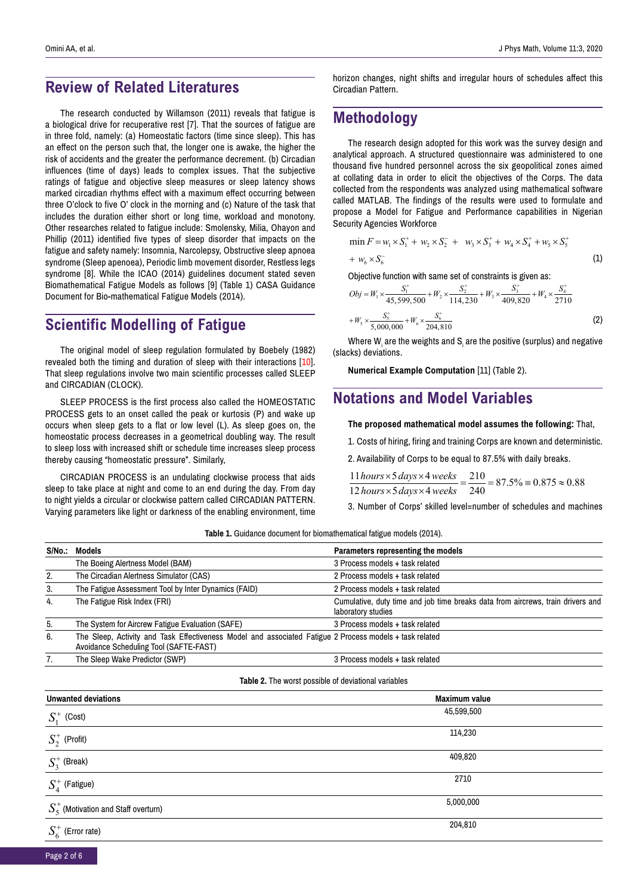## Review of Related Literatures

The research conducted by Willamson (2011) reveals that fatigue is a biological drive for recuperative rest [7]. That the sources of fatigue are in three fold, namely: (a) Homeostatic factors (time since sleep). This has an effect on the person such that, the longer one is awake, the higher the risk of accidents and the greater the performance decrement. (b) Circadian influences (time of days) leads to complex issues. That the subjective ratings of fatigue and objective sleep measures or sleep latency shows marked circadian rhythms effect with a maximum effect occurring between three O'clock to five O' clock in the morning and (c) Nature of the task that includes the duration either short or long time, workload and monotony. Other researches related to fatigue include: Smolensky, Milia, Ohayon and Phillip (2011) identified five types of sleep disorder that impacts on the fatigue and safety namely: Insomnia, Narcolepsy, Obstructive sleep apnoea syndrome (Sleep apenoea), Periodic limb movement disorder, Restless legs syndrome [8]. While the ICAO (2014) guidelines document stated seven Biomathematical Fatigue Models as follows [9] (Table 1) CASA Guidance Document for Bio-mathematical Fatigue Models (2014).

## Scientific Modelling of Fatigue

The original model of sleep regulation formulated by Boebely (1982) revealed both the timing and duration of sleep with their interactions [10]. That sleep regulations involve two main scientific processes called SLEEP and CIRCADIAN (CLOCK).

SLEEP PROCESS is the first process also called the HOMEOSTATIC PROCESS gets to an onset called the peak or kurtosis (P) and wake up occurs when sleep gets to a flat or low level (L). As sleep goes on, the homeostatic process decreases in a geometrical doubling way. The result to sleep loss with increased shift or schedule time increases sleep process thereby causing "homeostatic pressure". Similarly,

CIRCADIAN PROCESS is an undulating clockwise process that aids sleep to take place at night and come to an end during the day. From day to night yields a circular or clockwise pattern called CIRCADIAN PATTERN. Varying parameters like light or darkness of the enabling environment, time horizon changes, night shifts and irregular hours of schedules affect this Circadian Pattern.

## Methodology

The research design adopted for this work was the survey design and analytical approach. A structured questionnaire was administered to one thousand five hundred personnel across the six geopolitical zones aimed at collating data in order to elicit the objectives of the Corps. The data collected from the respondents was analyzed using mathematical software called MATLAB. The findings of the results were used to formulate and propose a Model for Fatigue and Performance capabilities in Nigerian Security Agencies Workforce

$$\min F = w_1 \times S_1^+ + w_2 \times S_2^- + w_3 \times S_3^+ + w_4 \times S_4^+ + w_5 \times S_5^+ + w_6 \times S_6^- \quad (1)$$

Objective function with same set of constraints is given as:

$$Obj = W_1 \times \frac{S_1^+}{45,599,500} + W_2 \times \frac{S_2^+}{114,230} + W_3 \times \frac{S_3^+}{409,820} + W_4 \times \frac{S_4^+}{2710} + W_5 \times \frac{S_5^+}{5,000,000} + W_6 \times \frac{S_6^+}{204,810} \quad (2)$$

Where $W_i$ are the weights and $S_i$ are the positive (surplus) and negative (slacks) deviations.

**Numerical Example Computation** [11] (Table 2).

## Notations and Model Variables

**The proposed mathematical model assumes the following:** That,

1. Costs of hiring, firing and training Corps are known and deterministic.
2. Availability of Corps to be equal to 87.5% with daily breaks.

$$\frac{11\,hours \times 5\,days \times 4\,weeks}{12\,hours \times 5\,days \times 4\,weeks} = \frac{210}{240} = 87.5\% \equiv 0.875 \approx 0.88$$

3. Number of Corps' skilled level=number of schedules and machines

**Table 1.** Guidance document for biomathematical fatigue models (2014).

| S/No.: | Models | Parameters representing the models |
|---|---|---|
| | The Boeing Alertness Model (BAM) | 3 Process models + task related |
| 2. | The Circadian Alertness Simulator (CAS) | 2 Process models + task related |
| 3. | The Fatigue Assessment Tool by Inter Dynamics (FAID) | 2 Process models + task related |
| 4. | The Fatigue Risk Index (FRI) | Cumulative, duty time and job time breaks data from aircrews, train drivers and laboratory studies |
| 5. | The System for Aircrew Fatigue Evaluation (SAFE) | 3 Process models + task related |
| 6. | The Sleep, Activity and Task Effectiveness Model and associated Fatigue Avoidance Scheduling Tool (SAFTE-FAST) | 2 Process models + task related |
| 7. | The Sleep Wake Predictor (SWP) | 3 Process models + task related |

**Table 2.** The worst possible of deviational variables

| Unwanted deviations | Maximum value |
|---|---|
| $S_1^+$ (Cost) | 45,599,500 |
| $S_2^+$ (Profit) | 114,230 |
| $S_3^+$ (Break) | 409,820 |
| $S_4^+$ (Fatigue) | 2710 |
| $S_5^+$ (Motivation and Staff overturn) | 5,000,000 |
| $S_6^+$ (Error rate) | 204,810 |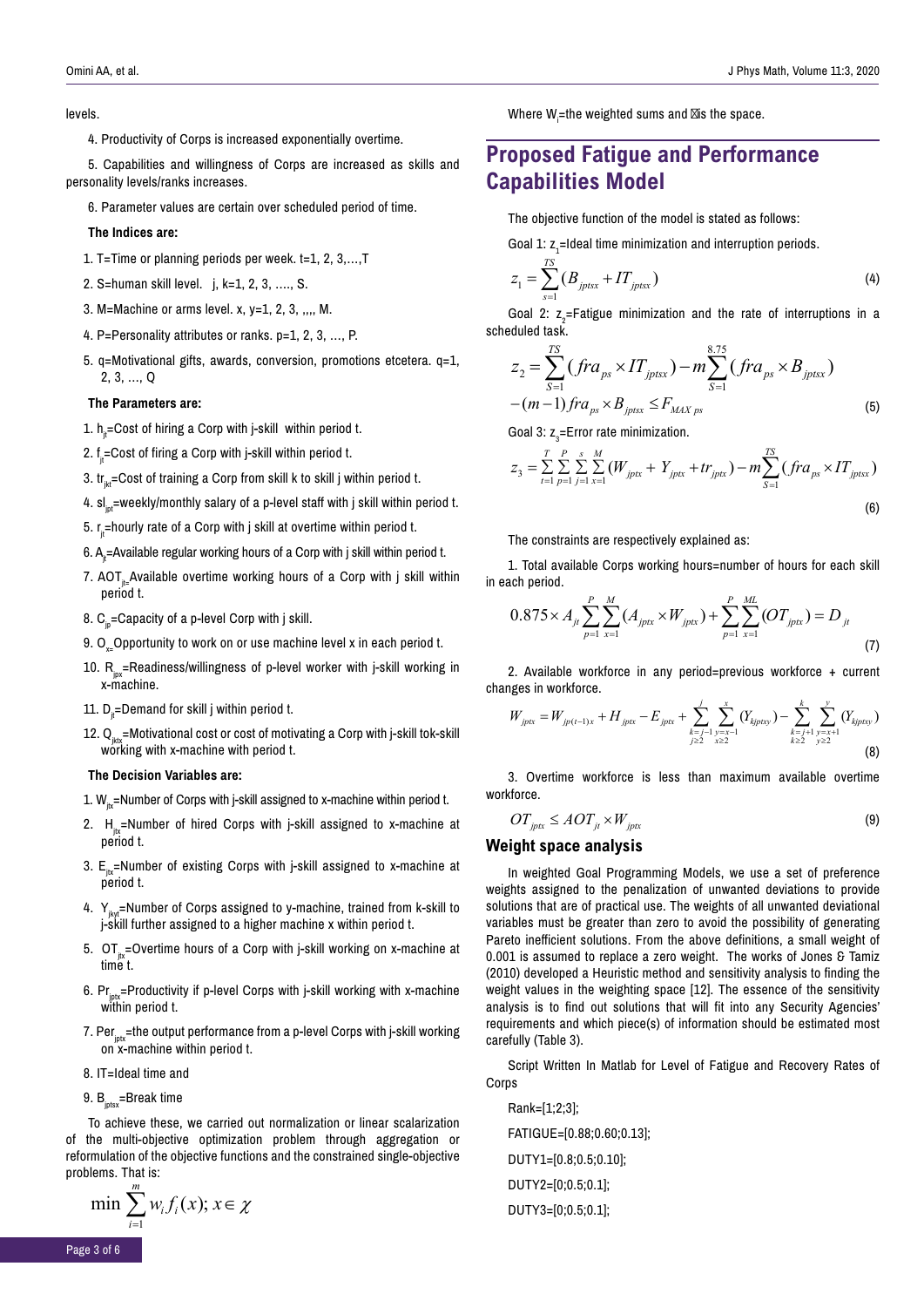levels.

4. Productivity of Corps is increased exponentially overtime.

5. Capabilities and willingness of Corps are increased as skills and personality levels/ranks increases.

6. Parameter values are certain over scheduled period of time.

**The Indices are:**

1. T=Time or planning periods per week. t=1, 2, 3,...,T
2. S=human skill level. j, k=1, 2, 3, ...., S.
3. M=Machine or arms level. x, y=1, 2, 3, ,,,, M.
4. P=Personality attributes or ranks. p=1, 2, 3, ..., P.
5. q=Motivational gifts, awards, conversion, promotions etcetera. q=1, 2, 3, ..., Q

**The Parameters are:**

1. $h_{jt}$=Cost of hiring a Corp with j-skill within period t.
2. $f_{jt}$=Cost of firing a Corp with j-skill within period t.
3. $tr_{jkt}$=Cost of training a Corp from skill k to skill j within period t.
4. $sl_{jpt}$=weekly/monthly salary of a p-level staff with j skill within period t.
5. $r_{jt}$=hourly rate of a Corp with j skill at overtime within period t.
6. $A_{jt}$=Available regular working hours of a Corp with j skill within period t.
7. $AOT_{jt}$=Available overtime working hours of a Corp with j skill within period t.
8. $C_{jp}$=Capacity of a p-level Corp with j skill.
9. $O_{x}$=Opportunity to work on or use machine level x in each period t.
10. $R_{jpx}$=Readiness/willingness of p-level worker with j-skill working in x-machine.
11. $D_{jt}$=Demand for skill j within period t.
12. $Q_{jkt}$=Motivational cost or cost of motivating a Corp with j-skill tok-skill working with x-machine with period t.

**The Decision Variables are:**

1. $W_{jtx}$=Number of Corps with j-skill assigned to x-machine within period t.
2. $H_{jtx}$=Number of hired Corps with j-skill assigned to x-machine at period t.
3. $E_{jtx}$=Number of existing Corps with j-skill assigned to x-machine at period t.
4. $Y_{jkyt}$=Number of Corps assigned to y-machine, trained from k-skill to j-skill further assigned to a higher machine x within period t.
5. $OT_{jtx}$=Overtime hours of a Corp with j-skill working on x-machine at time t.
6. $Pr_{jptx}$=Productivity if p-level Corps with j-skill working with x-machine within period t.
7. $Per_{jptx}$=the output performance from a p-level Corps with j-skill working on x-machine within period t.
8. IT=Ideal time and
9. $B_{jptsx}$=Break time

To achieve these, we carried out normalization or linear scalarization of the multi-objective optimization problem through aggregation or reformulation of the objective functions and the constrained single-objective problems. That is:

$$\min \sum_{i=1}^{m} w_i f_i(x);\, x \in \chi$$

Where $W_i$=the weighted sums and $\chi$ is the space.

## Proposed Fatigue and Performance Capabilities Model

The objective function of the model is stated as follows:

Goal 1: $z_1$=Ideal time minimization and interruption periods.

$$z_1 = \sum_{s=1}^{TS} (B_{jptsx} + IT_{jptsx}) \tag{4}$$

Goal 2: $z_2$=Fatigue minimization and the rate of interruptions in a scheduled task.

$$z_2 = \sum_{S=1}^{TS} (fra_{ps} \times IT_{jptsx}) - m\sum_{S=1}^{8.75} (fra_{ps} \times B_{jptsx}) - (m-1)\, fra_{ps} \times B_{jptsx} \le F_{MAX\ ps} \tag{5}$$

Goal 3: $z_3$=Error rate minimization.

$$z_3 = \sum_{t=1}^{T} \sum_{p=1}^{P} \sum_{j=1}^{s} \sum_{x=1}^{M} (W_{jptx} + Y_{jptx} + tr_{jptx}) - m\sum_{S=1}^{TS} (fra_{ps} \times IT_{jptsx}) \tag{6}$$

The constraints are respectively explained as:

1. Total available Corps working hours=number of hours for each skill in each period.

$$0.875 \times A_{jt} \sum_{p=1}^{P} \sum_{x=1}^{M} (A_{jptx} \times W_{jptx}) + \sum_{p=1}^{P} \sum_{x=1}^{ML} (OT_{jptx}) = D_{jt} \tag{7}$$

2. Available workforce in any period=previous workforce + current changes in workforce.

$$W_{jptx} = W_{jp(t-1)x} + H_{jptx} - E_{jptx} + \sum_{\substack{k=j-1 \\ j\ge 2}}^{j} \sum_{\substack{y=x-1 \\ x\ge 2}}^{x} (Y_{kjptxy}) - \sum_{\substack{k=j+1 \\ k\ge 2}}^{k} \sum_{\substack{y=x+1 \\ y\ge 2}}^{y} (Y_{kjptxy}) \tag{8}$$

3. Overtime workforce is less than maximum available overtime workforce.

$$OT_{jptx} \le AOT_{jt} \times W_{jptx} \tag{9}$$

### Weight space analysis

In weighted Goal Programming Models, we use a set of preference weights assigned to the penalization of unwanted deviations to provide solutions that are of practical use. The weights of all unwanted deviational variables must be greater than zero to avoid the possibility of generating Pareto inefficient solutions. From the above definitions, a small weight of 0.001 is assumed to replace a zero weight. The works of Jones & Tamiz (2010) developed a Heuristic method and sensitivity analysis to finding the weight values in the weighting space [12]. The essence of the sensitivity analysis is to find out solutions that will fit into any Security Agencies' requirements and which piece(s) of information should be estimated most carefully (Table 3).

Script Written In Matlab for Level of Fatigue and Recovery Rates of Corps

```
Rank=[1;2;3];
FATIGUE=[0.88;0.60;0.13];
DUTY1=[0.8;0.5;0.10];
DUTY2=[0;0.5;0.1];
DUTY3=[0;0.5;0.1];
```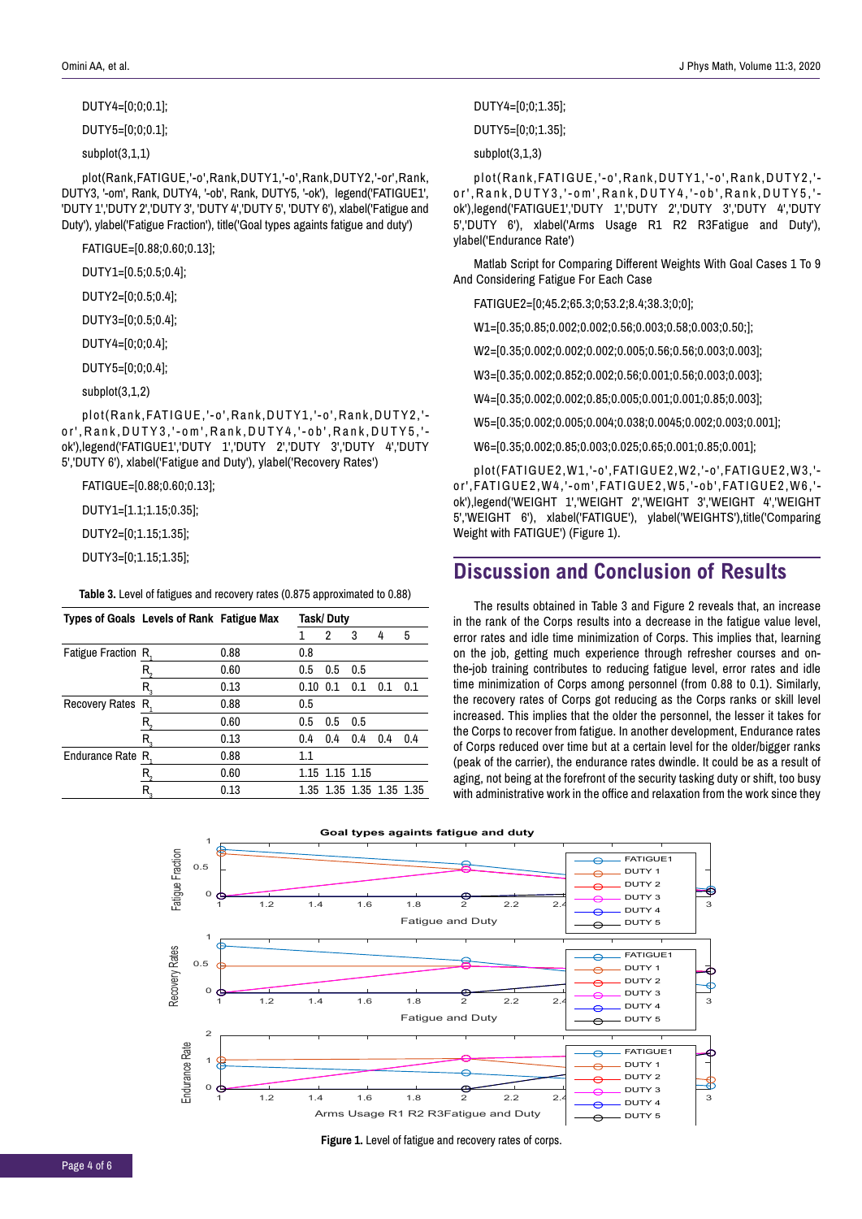DUTY4=[0;0;0.1];

DUTY5=[0;0;0.1];

subplot(3,1,1)

plot(Rank,FATIGUE,'-o',Rank,DUTY1,'-o',Rank,DUTY2,'-or',Rank, DUTY3, '-om', Rank, DUTY4, '-ob', Rank, DUTY5, '-ok'), legend('FATIGUE1', 'DUTY 1','DUTY 2','DUTY 3', 'DUTY 4','DUTY 5', 'DUTY 6'), xlabel('Fatigue and Duty'), ylabel('Fatigue Fraction'), title('Goal types againts fatigue and duty')

FATIGUE=[0.88;0.60;0.13];

DUTY1=[0.5;0.5;0.4];

DUTY2=[0;0.5;0.4];

DUTY3=[0;0.5;0.4];

DUTY4=[0;0;0.4];

DUTY5=[0;0;0.4];

subplot(3,1,2)

plot(Rank,FATIGUE,'-o',Rank,DUTY1,'-o',Rank,DUTY2,'-or',Rank,DUTY3,'-om',Rank,DUTY4,'-ob',Rank,DUTY5,'-ok'),legend('FATIGUE1','DUTY 1','DUTY 2','DUTY 3','DUTY 4','DUTY 5','DUTY 6'), xlabel('Fatigue and Duty'), ylabel('Recovery Rates')

FATIGUE=[0.88;0.60;0.13];

DUTY1=[1.1;1.15;0.35];

DUTY2=[0;1.15;1.35];

DUTY3=[0;1.15;1.35];

**Table 3.** Level of fatigues and recovery rates (0.875 approximated to 0.88)

| Types of Goals | Levels of Rank | Fatigue Max | Task/ Duty | | | | |
|---|---|---|---|---|---|---|---|
| | | | 1 | 2 | 3 | 4 | 5 |
| Fatigue Fraction | $R_1$ | 0.88 | 0.8 | | | | |
| | $R_2$ | 0.60 | 0.5 | 0.5 | 0.5 | | |
| | $R_3$ | 0.13 | 0.10 | 0.1 | 0.1 | 0.1 | 0.1 |
| Recovery Rates | $R_1$ | 0.88 | 0.5 | | | | |
| | $R_2$ | 0.60 | 0.5 | 0.5 | 0.5 | | |
| | $R_3$ | 0.13 | 0.4 | 0.4 | 0.4 | 0.4 | 0.4 |
| Endurance Rate | $R_1$ | 0.88 | 1.1 | | | | |
| | $R_2$ | 0.60 | 1.15 | 1.15 | 1.15 | | |
| | $R_3$ | 0.13 | 1.35 | 1.35 | 1.35 | 1.35 | 1.35 |

DUTY4=[0;0;1.35];

DUTY5=[0;0;1.35];

subplot(3,1,3)

plot(Rank,FATIGUE,'-o',Rank,DUTY1,'-o',Rank,DUTY2,'-or',Rank,DUTY3,'-om',Rank,DUTY4,'-ob',Rank,DUTY5,'-ok'),legend('FATIGUE1','DUTY 1','DUTY 2','DUTY 3','DUTY 4','DUTY 5','DUTY 6'), xlabel('Arms Usage R1 R2 R3Fatigue and Duty'), ylabel('Endurance Rate')

Matlab Script for Comparing Different Weights With Goal Cases 1 To 9 And Considering Fatigue For Each Case

FATIGUE2=[0;45.2;65.3;0;53.2;8.4;38.3;0;0];

W1=[0.35;0.85;0.002;0.002;0.56;0.003;0.58;0.003;0.50;];

W2=[0.35;0.002;0.002;0.002;0.005;0.56;0.56;0.003;0.003];

W3=[0.35;0.002;0.852;0.002;0.56;0.001;0.56;0.003;0.003];

W4=[0.35;0.002;0.002;0.85;0.005;0.001;0.001;0.85;0.003];

W5=[0.35;0.002;0.005;0.004;0.038;0.0045;0.002;0.003;0.001];

W6=[0.35;0.002;0.85;0.003;0.025;0.65;0.001;0.85;0.001];

plot(FATIGUE2,W1,'-o',FATIGUE2,W2,'-o',FATIGUE2,W3,'-or',FATIGUE2,W4,'-om',FATIGUE2,W5,'-ob',FATIGUE2,W6,'-ok'),legend('WEIGHT 1','WEIGHT 2','WEIGHT 3','WEIGHT 4','WEIGHT 5','WEIGHT 6'), xlabel('FATIGUE'), ylabel('WEIGHTS'),title('Comparing Weight with FATIGUE') (Figure 1).

## Discussion and Conclusion of Results

The results obtained in Table 3 and Figure 2 reveals that, an increase in the rank of the Corps results into a decrease in the fatigue value level, error rates and idle time minimization of Corps. This implies that, learning on the job, getting much experience through refresher courses and on-the-job training contributes to reducing fatigue level, error rates and idle time minimization of Corps among personnel (from 0.88 to 0.1). Similarly, the recovery rates of Corps got reducing as the Corps ranks or skill level increased. This implies that the older the personnel, the lesser it takes for the Corps to recover from fatigue. In another development, Endurance rates of Corps reduced over time but at a certain level for the older/bigger ranks (peak of the carrier), the endurance rates dwindle. It could be as a result of aging, not being at the forefront of the security tasking duty or shift, too busy with administrative work in the office and relaxation from the work since they

**Figure 1.** Level of fatigue and recovery rates of corps.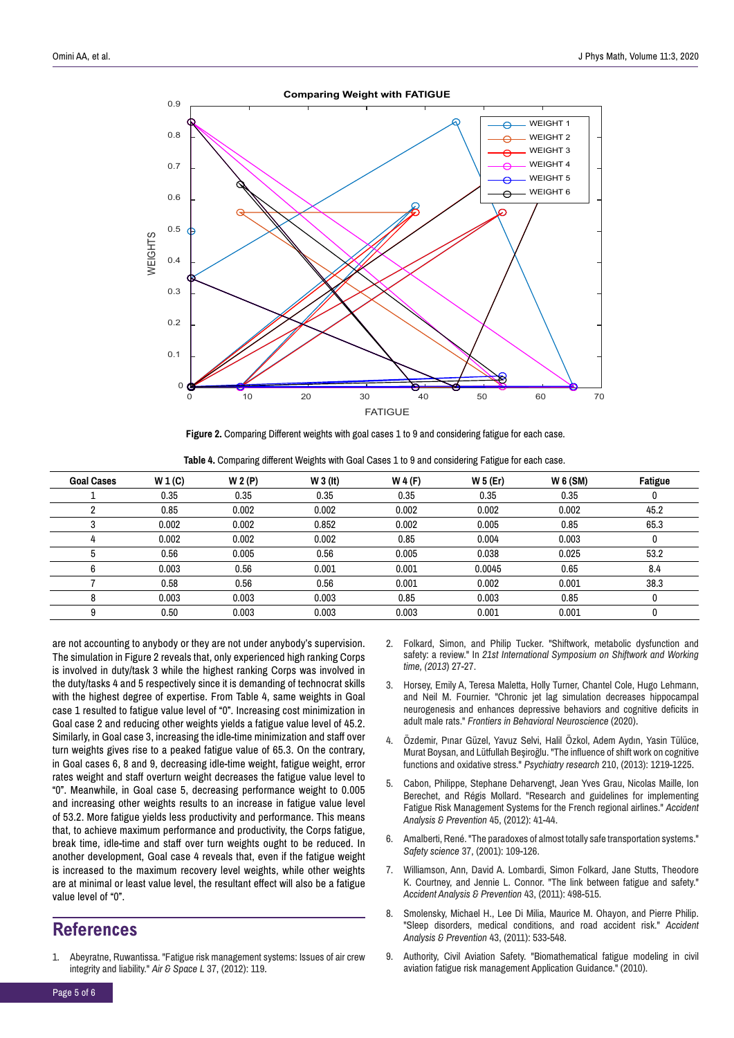**Figure 2.** Comparing Different weights with goal cases 1 to 9 and considering fatigue for each case.

**Table 4.** Comparing different Weights with Goal Cases 1 to 9 and considering Fatigue for each case.

| Goal Cases | W 1 (C) | W 2 (P) | W 3 (It) | W 4 (F) | W 5 (Er) | W 6 (SM) | Fatigue |
|---|---|---|---|---|---|---|---|
| 1 | 0.35 | 0.35 | 0.35 | 0.35 | 0.35 | 0.35 | 0 |
| 2 | 0.85 | 0.002 | 0.002 | 0.002 | 0.002 | 0.002 | 45.2 |
| 3 | 0.002 | 0.002 | 0.852 | 0.002 | 0.005 | 0.85 | 65.3 |
| 4 | 0.002 | 0.002 | 0.002 | 0.85 | 0.004 | 0.003 | 0 |
| 5 | 0.56 | 0.005 | 0.56 | 0.005 | 0.038 | 0.025 | 53.2 |
| 6 | 0.003 | 0.56 | 0.001 | 0.001 | 0.0045 | 0.65 | 8.4 |
| 7 | 0.58 | 0.56 | 0.56 | 0.001 | 0.002 | 0.001 | 38.3 |
| 8 | 0.003 | 0.003 | 0.003 | 0.85 | 0.003 | 0.85 | 0 |
| 9 | 0.50 | 0.003 | 0.003 | 0.003 | 0.001 | 0.001 | 0 |

are not accounting to anybody or they are not under anybody's supervision. The simulation in Figure 2 reveals that, only experienced high ranking Corps is involved in duty/task 3 while the highest ranking Corps was involved in the duty/tasks 4 and 5 respectively since it is demanding of technocrat skills with the highest degree of expertise. From Table 4, same weights in Goal case 1 resulted to fatigue value level of "0". Increasing cost minimization in Goal case 2 and reducing other weights yields a fatigue value level of 45.2. Similarly, in Goal case 3, increasing the idle-time minimization and staff over turn weights gives rise to a peaked fatigue value of 65.3. On the contrary, in Goal cases 6, 8 and 9, decreasing idle-time weight, fatigue weight, error rates weight and staff overturn weight decreases the fatigue value level to "0". Meanwhile, in Goal case 5, decreasing performance weight to 0.005 and increasing other weights results to an increase in fatigue value level of 53.2. More fatigue yields less productivity and performance. This means that, to achieve maximum performance and productivity, the Corps fatigue, break time, idle-time and staff over turn weights ought to be reduced. In another development, Goal case 4 reveals that, even if the fatigue weight is increased to the maximum recovery level weights, while other weights are at minimal or least value level, the resultant effect will also be a fatigue value level of "0".

## References

1. Abeyratne, Ruwantissa. "Fatigue risk management systems: Issues of air crew integrity and liability." *Air & Space L* 37, (2012): 119.
2. Folkard, Simon, and Philip Tucker. "Shiftwork, metabolic dysfunction and safety: a review." In *21st International Symposium on Shiftwork and Working time, (2013)* 27-27.
3. Horsey, Emily A, Teresa Maletta, Holly Turner, Chantel Cole, Hugo Lehmann, and Neil M. Fournier. "Chronic jet lag simulation decreases hippocampal neurogenesis and enhances depressive behaviors and cognitive deficits in adult male rats." *Frontiers in Behavioral Neuroscience* (2020).
4. Özdemir, Pınar Güzel, Yavuz Selvi, Halil Özkol, Adem Aydın, Yasin Tülüce, Murat Boysan, and Lütfullah Beşiroğlu. "The influence of shift work on cognitive functions and oxidative stress." *Psychiatry research* 210, (2013): 1219-1225.
5. Cabon, Philippe, Stephane Deharvengt, Jean Yves Grau, Nicolas Maille, Ion Berechet, and Régis Mollard. "Research and guidelines for implementing Fatigue Risk Management Systems for the French regional airlines." *Accident Analysis & Prevention* 45, (2012): 41-44.
6. Amalberti, René. "The paradoxes of almost totally safe transportation systems." *Safety science* 37, (2001): 109-126.
7. Williamson, Ann, David A. Lombardi, Simon Folkard, Jane Stutts, Theodore K. Courtney, and Jennie L. Connor. "The link between fatigue and safety." *Accident Analysis & Prevention* 43, (2011): 498-515.
8. Smolensky, Michael H., Lee Di Milia, Maurice M. Ohayon, and Pierre Philip. "Sleep disorders, medical conditions, and road accident risk." *Accident Analysis & Prevention* 43, (2011): 533-548.
9. Authority, Civil Aviation Safety. "Biomathematical fatigue modeling in civil aviation fatigue risk management Application Guidance." (2010).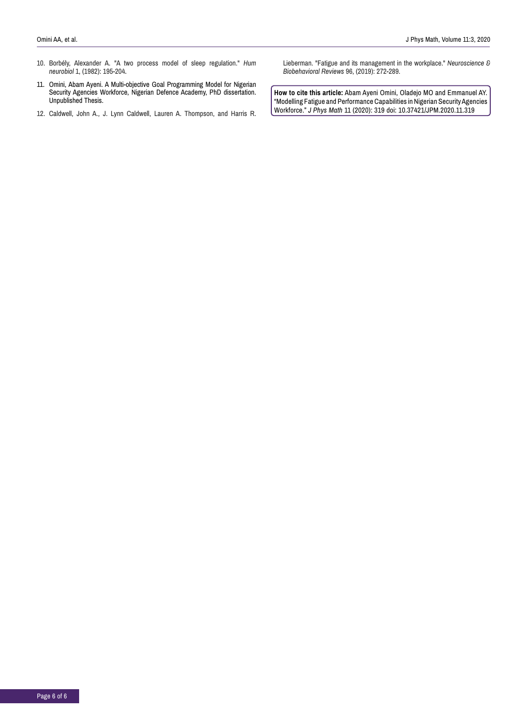10. Borbély, Alexander A. "A two process model of sleep regulation." *Hum neurobiol* 1, (1982): 195-204.

11. Omini, Abam Ayeni. A Multi-objective Goal Programming Model for Nigerian Security Agencies Workforce, Nigerian Defence Academy, PhD dissertation. Unpublished Thesis.

12. Caldwell, John A., J. Lynn Caldwell, Lauren A. Thompson, and Harris R. Lieberman. "Fatigue and its management in the workplace." *Neuroscience & Biobehavioral Reviews* 96, (2019): 272-289.

**How to cite this article:** Abam Ayeni Omini, Oladejo MO and Emmanuel AY. "Modelling Fatigue and Performance Capabilities in Nigerian Security Agencies Workforce." *J Phys Math* 11 (2020): 319 doi: 10.37421/JPM.2020.11.319